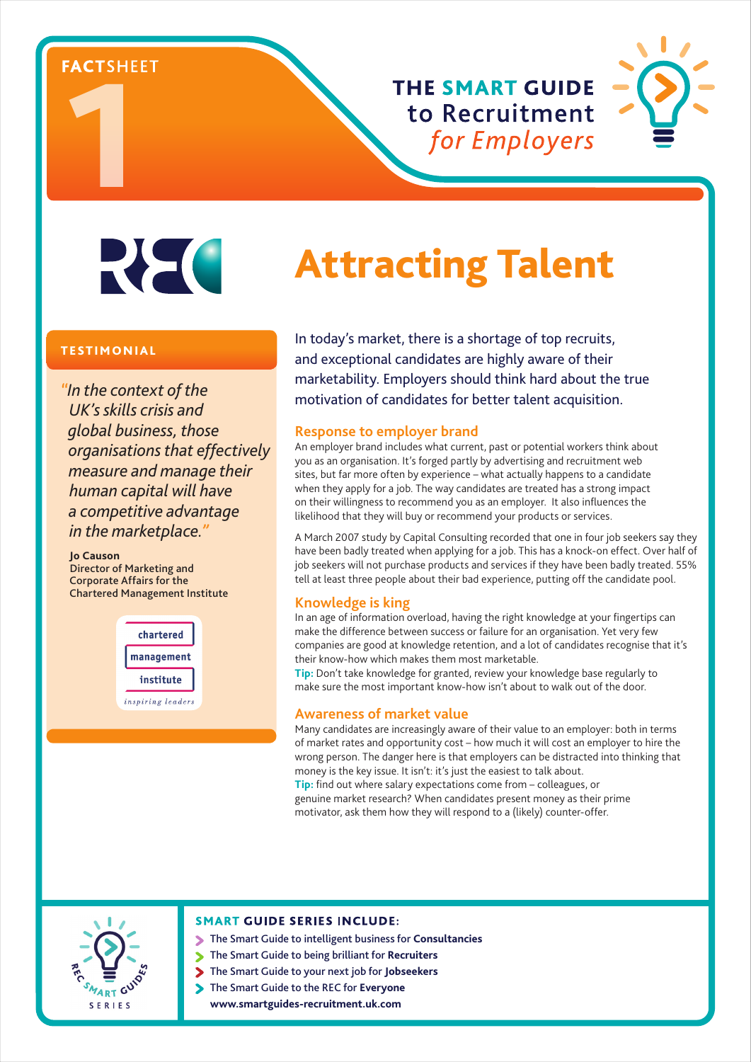FACTSHEET 1

# THE SMART GUIDE to Recruitment *for Employers*

# Attracting Talent

**TESTIMONIAL**

*"In the context of the UK's skills crisis and global business, those organisations that effectively measure and manage their human capital will have a competitive advantage in the marketplace."*

**Jo Causon**
**Director of Marketing and Corporate Affairs for the Chartered Management Institute**

chartered management institute
*inspiring leaders*

In today's market, there is a shortage of top recruits, and exceptional candidates are highly aware of their marketability. Employers should think hard about the true motivation of candidates for better talent acquisition.

## Response to employer brand

An employer brand includes what current, past or potential workers think about you as an organisation. It's forged partly by advertising and recruitment web sites, but far more often by experience – what actually happens to a candidate when they apply for a job. The way candidates are treated has a strong impact on their willingness to recommend you as an employer. It also influences the likelihood that they will buy or recommend your products or services.

A March 2007 study by Capital Consulting recorded that one in four job seekers say they have been badly treated when applying for a job. This has a knock-on effect. Over half of job seekers will not purchase products and services if they have been badly treated. 55% tell at least three people about their bad experience, putting off the candidate pool.

## Knowledge is king

In an age of information overload, having the right knowledge at your fingertips can make the difference between success or failure for an organisation. Yet very few companies are good at knowledge retention, and a lot of candidates recognise that it's their know-how which makes them most marketable.

**Tip:** Don't take knowledge for granted, review your knowledge base regularly to make sure the most important know-how isn't about to walk out of the door.

## Awareness of market value

Many candidates are increasingly aware of their value to an employer: both in terms of market rates and opportunity cost – how much it will cost an employer to hire the wrong person. The danger here is that employers can be distracted into thinking that money is the key issue. It isn't: it's just the easiest to talk about.

**Tip:** find out where salary expectations come from – colleagues, or genuine market research? When candidates present money as their prime motivator, ask them how they will respond to a (likely) counter-offer.

**SMART GUIDE SERIES INCLUDE:**

- The Smart Guide to intelligent business for **Consultancies**
- The Smart Guide to being brilliant for **Recruiters**
- The Smart Guide to your next job for **Jobseekers**
- The Smart Guide to the REC for **Everyone**

**www.smartguides-recruitment.uk.com**

REC SMART GUIDES SERIES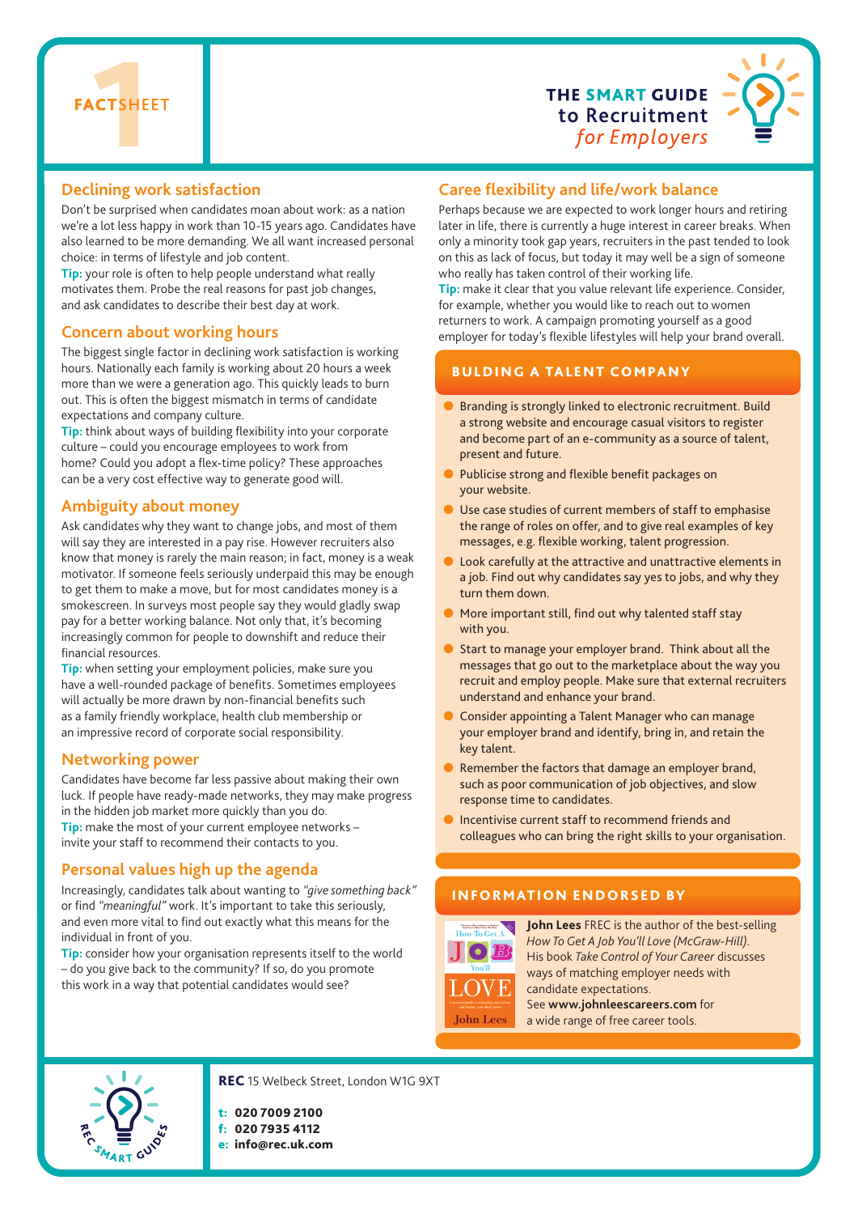FACTSHEET

THE SMART GUIDE to Recruitment *for Employers*

## Declining work satisfaction

Don't be surprised when candidates moan about work: as a nation we're a lot less happy in work than 10-15 years ago. Candidates have also learned to be more demanding. We all want increased personal choice: in terms of lifestyle and job content.

**Tip:** your role is often to help people understand what really motivates them. Probe the real reasons for past job changes, and ask candidates to describe their best day at work.

## Concern about working hours

The biggest single factor in declining work satisfaction is working hours. Nationally each family is working about 20 hours a week more than we were a generation ago. This quickly leads to burn out. This is often the biggest mismatch in terms of candidate expectations and company culture.

**Tip:** think about ways of building flexibility into your corporate culture – could you encourage employees to work from home? Could you adopt a flex-time policy? These approaches can be a very cost effective way to generate good will.

## Ambiguity about money

Ask candidates why they want to change jobs, and most of them will say they are interested in a pay rise. However recruiters also know that money is rarely the main reason; in fact, money is a weak motivator. If someone feels seriously underpaid this may be enough to get them to make a move, but for most candidates money is a smokescreen. In surveys most people say they would gladly swap pay for a better working balance. Not only that, it's becoming increasingly common for people to downshift and reduce their financial resources.

**Tip:** when setting your employment policies, make sure you have a well-rounded package of benefits. Sometimes employees will actually be more drawn by non-financial benefits such as a family friendly workplace, health club membership or an impressive record of corporate social responsibility.

## Networking power

Candidates have become far less passive about making their own luck. If people have ready-made networks, they may make progress in the hidden job market more quickly than you do.

**Tip:** make the most of your current employee networks – invite your staff to recommend their contacts to you.

## Personal values high up the agenda

Increasingly, candidates talk about wanting to *"give something back"* or find *"meaningful"* work. It's important to take this seriously, and even more vital to find out exactly what this means for the individual in front of you.

**Tip:** consider how your organisation represents itself to the world – do you give back to the community? If so, do you promote this work in a way that potential candidates would see?

## Caree flexibility and life/work balance

Perhaps because we are expected to work longer hours and retiring later in life, there is currently a huge interest in career breaks. When only a minority took gap years, recruiters in the past tended to look on this as lack of focus, but today it may well be a sign of someone who really has taken control of their working life.

**Tip:** make it clear that you value relevant life experience. Consider, for example, whether you would like to reach out to women returners to work. A campaign promoting yourself as a good employer for today's flexible lifestyles will help your brand overall.

## BULDING A TALENT COMPANY

- Branding is strongly linked to electronic recruitment. Build a strong website and encourage casual visitors to register and become part of an e-community as a source of talent, present and future.
- Publicise strong and flexible benefit packages on your website.
- Use case studies of current members of staff to emphasise the range of roles on offer, and to give real examples of key messages, e.g. flexible working, talent progression.
- Look carefully at the attractive and unattractive elements in a job. Find out why candidates say yes to jobs, and why they turn them down.
- More important still, find out why talented staff stay with you.
- Start to manage your employer brand. Think about all the messages that go out to the marketplace about the way you recruit and employ people. Make sure that external recruiters understand and enhance your brand.
- Consider appointing a Talent Manager who can manage your employer brand and identify, bring in, and retain the key talent.
- Remember the factors that damage an employer brand, such as poor communication of job objectives, and slow response time to candidates.
- Incentivise current staff to recommend friends and colleagues who can bring the right skills to your organisation.

## INFORMATION ENDORSED BY

**John Lees** FREC is the author of the best-selling *How To Get A Job You'll Love (McGraw-Hill)*. His book *Take Control of Your Career* discusses ways of matching employer needs with candidate expectations.
See **www.johnleescareers.com** for a wide range of free career tools.

**REC** 15 Welbeck Street, London W1G 9XT

**t: 020 7009 2100**
**f: 020 7935 4112**
**e: info@rec.uk.com**